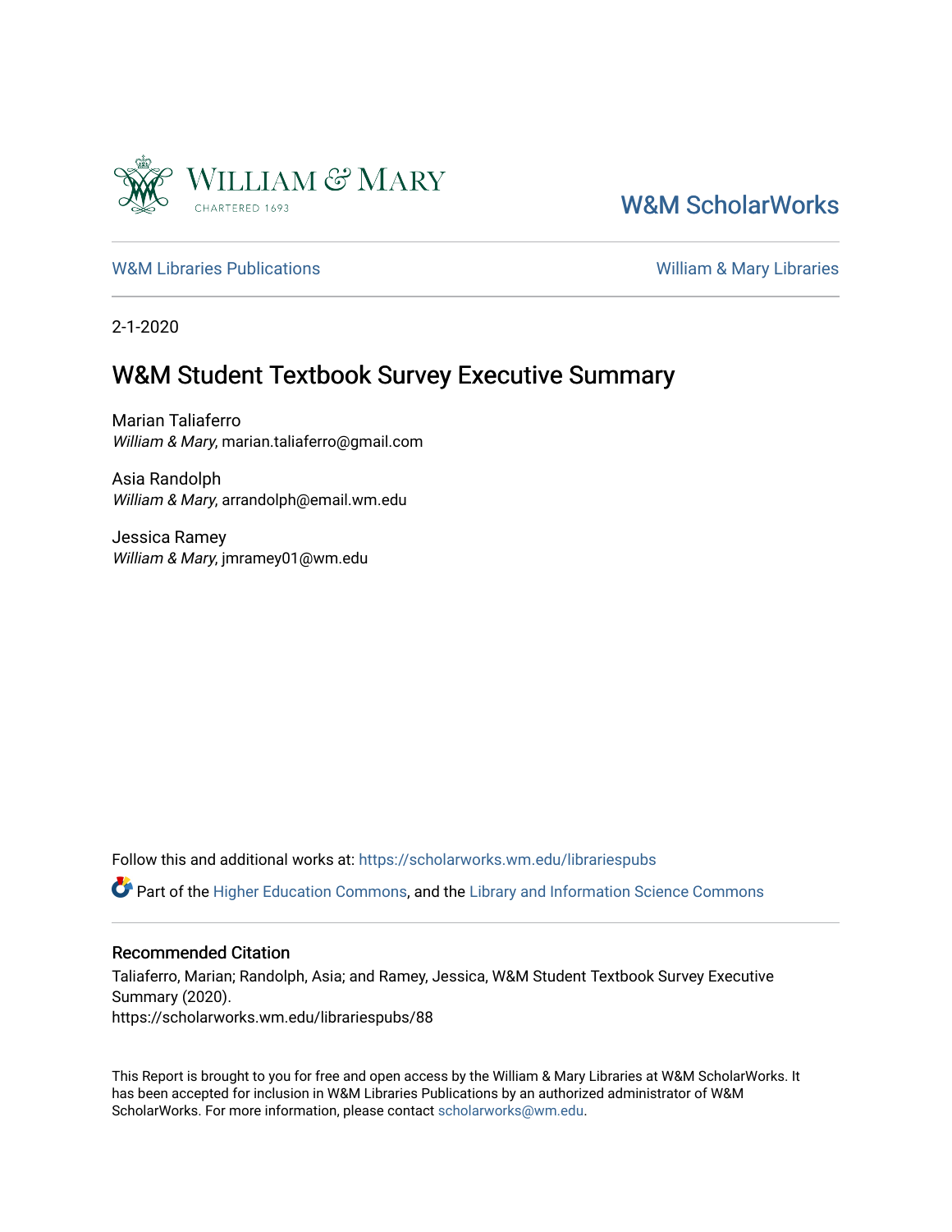W&M ScholarWorks

W&M Libraries Publications | William & Mary Libraries

2-1-2020

# W&M Student Textbook Survey Executive Summary

Marian Taliaferro
*William & Mary*, marian.taliaferro@gmail.com

Asia Randolph
*William & Mary*, arrandolph@email.wm.edu

Jessica Ramey
*William & Mary*, jmramey01@wm.edu

Follow this and additional works at: https://scholarworks.wm.edu/librariespubs

Part of the Higher Education Commons, and the Library and Information Science Commons

## Recommended Citation

Taliaferro, Marian; Randolph, Asia; and Ramey, Jessica, W&M Student Textbook Survey Executive Summary (2020).
https://scholarworks.wm.edu/librariespubs/88

This Report is brought to you for free and open access by the William & Mary Libraries at W&M ScholarWorks. It has been accepted for inclusion in W&M Libraries Publications by an authorized administrator of W&M ScholarWorks. For more information, please contact scholarworks@wm.edu.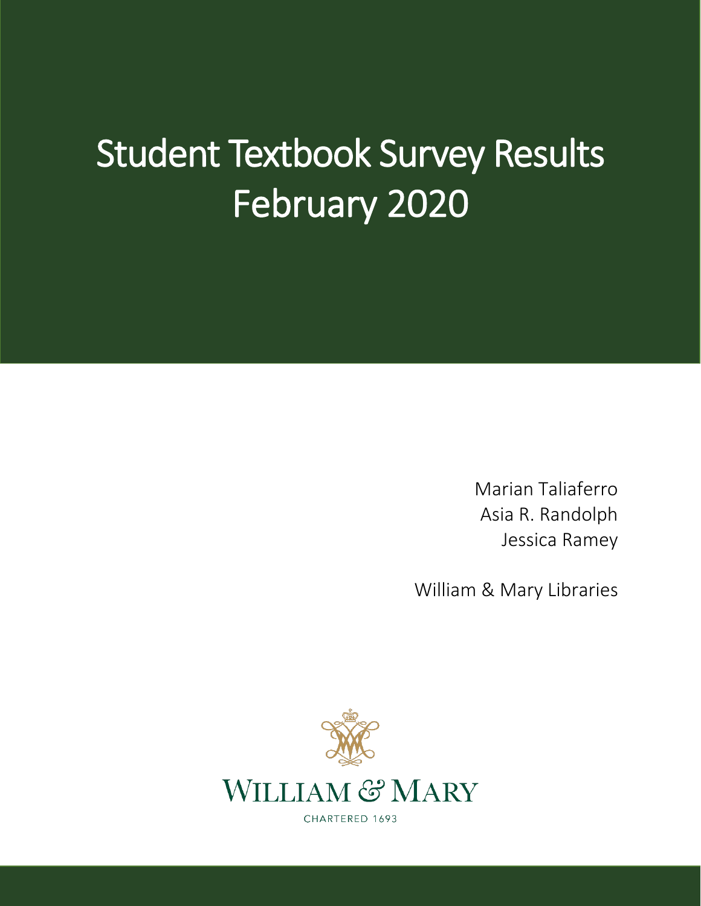# Student Textbook Survey Results February 2020

Marian Taliaferro
Asia R. Randolph
Jessica Ramey

William & Mary Libraries

WILLIAM & MARY

CHARTERED 1693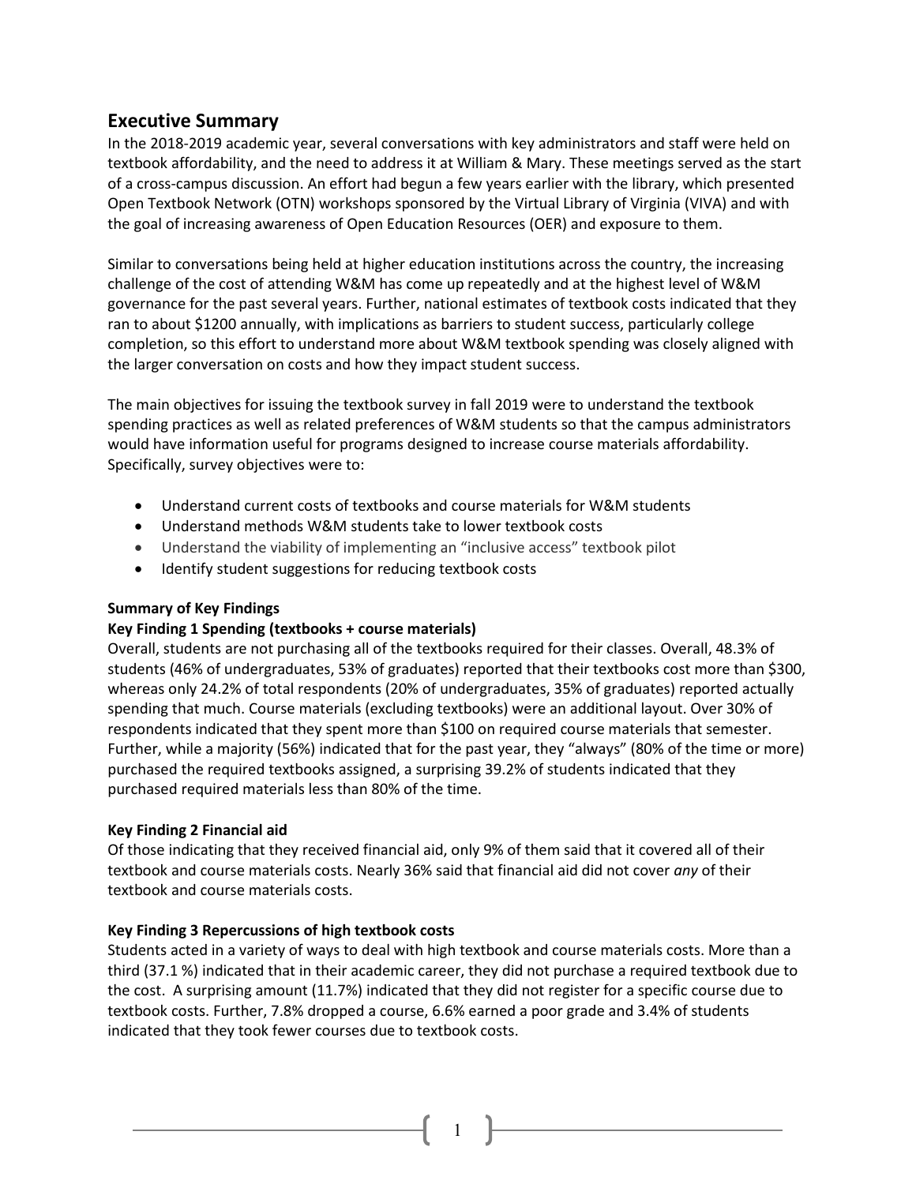## Executive Summary

In the 2018-2019 academic year, several conversations with key administrators and staff were held on textbook affordability, and the need to address it at William & Mary. These meetings served as the start of a cross-campus discussion. An effort had begun a few years earlier with the library, which presented Open Textbook Network (OTN) workshops sponsored by the Virtual Library of Virginia (VIVA) and with the goal of increasing awareness of Open Education Resources (OER) and exposure to them.

Similar to conversations being held at higher education institutions across the country, the increasing challenge of the cost of attending W&M has come up repeatedly and at the highest level of W&M governance for the past several years. Further, national estimates of textbook costs indicated that they ran to about $1200 annually, with implications as barriers to student success, particularly college completion, so this effort to understand more about W&M textbook spending was closely aligned with the larger conversation on costs and how they impact student success.

The main objectives for issuing the textbook survey in fall 2019 were to understand the textbook spending practices as well as related preferences of W&M students so that the campus administrators would have information useful for programs designed to increase course materials affordability. Specifically, survey objectives were to:

- Understand current costs of textbooks and course materials for W&M students
- Understand methods W&M students take to lower textbook costs
- Understand the viability of implementing an "inclusive access" textbook pilot
- Identify student suggestions for reducing textbook costs

**Summary of Key Findings**

**Key Finding 1 Spending (textbooks + course materials)**

Overall, students are not purchasing all of the textbooks required for their classes. Overall, 48.3% of students (46% of undergraduates, 53% of graduates) reported that their textbooks cost more than $300, whereas only 24.2% of total respondents (20% of undergraduates, 35% of graduates) reported actually spending that much. Course materials (excluding textbooks) were an additional layout. Over 30% of respondents indicated that they spent more than $100 on required course materials that semester. Further, while a majority (56%) indicated that for the past year, they "always" (80% of the time or more) purchased the required textbooks assigned, a surprising 39.2% of students indicated that they purchased required materials less than 80% of the time.

**Key Finding 2 Financial aid**

Of those indicating that they received financial aid, only 9% of them said that it covered all of their textbook and course materials costs. Nearly 36% said that financial aid did not cover *any* of their textbook and course materials costs.

**Key Finding 3 Repercussions of high textbook costs**

Students acted in a variety of ways to deal with high textbook and course materials costs. More than a third (37.1 %) indicated that in their academic career, they did not purchase a required textbook due to the cost. A surprising amount (11.7%) indicated that they did not register for a specific course due to textbook costs. Further, 7.8% dropped a course, 6.6% earned a poor grade and 3.4% of students indicated that they took fewer courses due to textbook costs.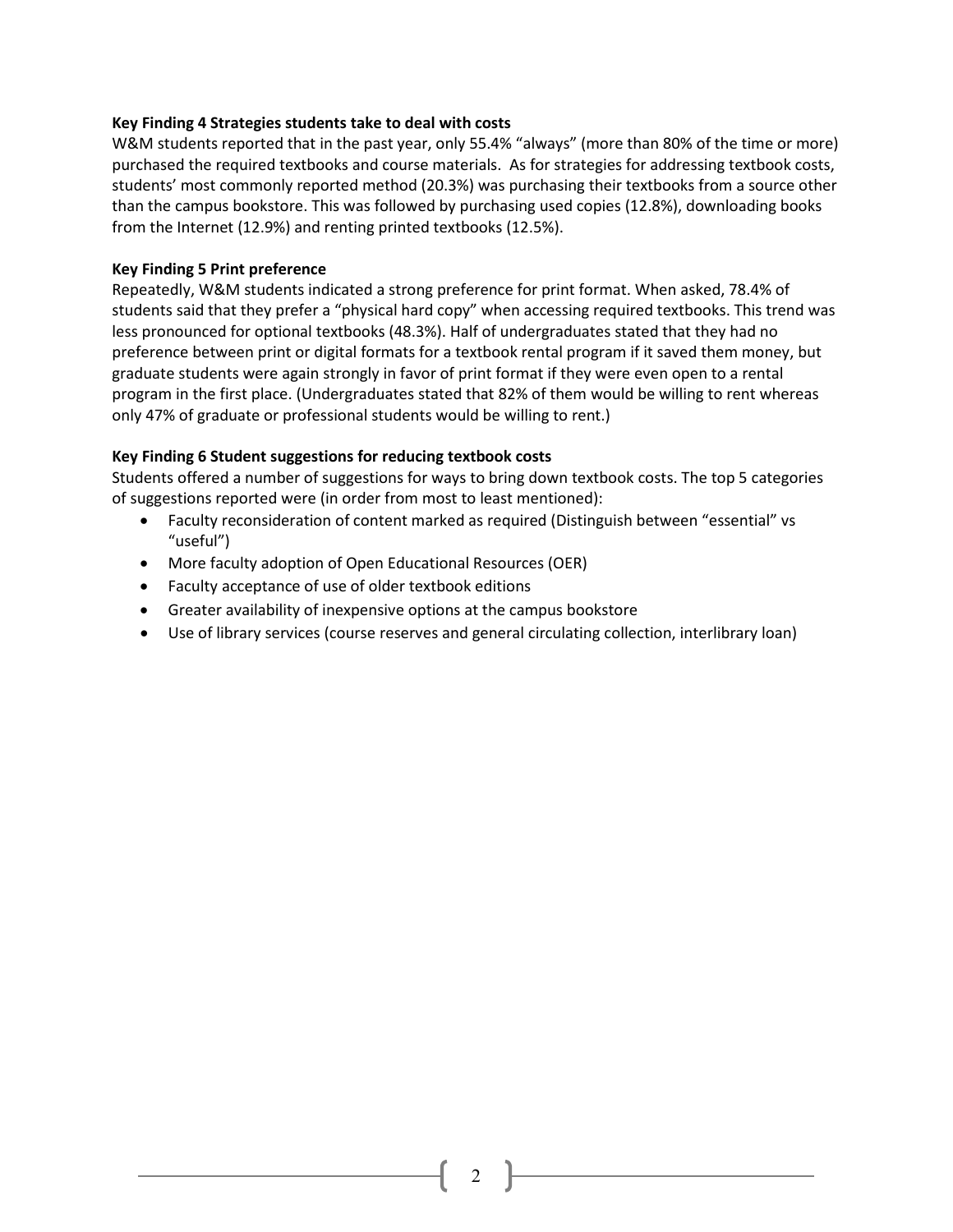**Key Finding 4 Strategies students take to deal with costs**

W&M students reported that in the past year, only 55.4% "always" (more than 80% of the time or more) purchased the required textbooks and course materials. As for strategies for addressing textbook costs, students' most commonly reported method (20.3%) was purchasing their textbooks from a source other than the campus bookstore. This was followed by purchasing used copies (12.8%), downloading books from the Internet (12.9%) and renting printed textbooks (12.5%).

**Key Finding 5 Print preference**

Repeatedly, W&M students indicated a strong preference for print format. When asked, 78.4% of students said that they prefer a "physical hard copy" when accessing required textbooks. This trend was less pronounced for optional textbooks (48.3%). Half of undergraduates stated that they had no preference between print or digital formats for a textbook rental program if it saved them money, but graduate students were again strongly in favor of print format if they were even open to a rental program in the first place. (Undergraduates stated that 82% of them would be willing to rent whereas only 47% of graduate or professional students would be willing to rent.)

**Key Finding 6 Student suggestions for reducing textbook costs**

Students offered a number of suggestions for ways to bring down textbook costs. The top 5 categories of suggestions reported were (in order from most to least mentioned):

- Faculty reconsideration of content marked as required (Distinguish between "essential" vs "useful")
- More faculty adoption of Open Educational Resources (OER)
- Faculty acceptance of use of older textbook editions
- Greater availability of inexpensive options at the campus bookstore
- Use of library services (course reserves and general circulating collection, interlibrary loan)